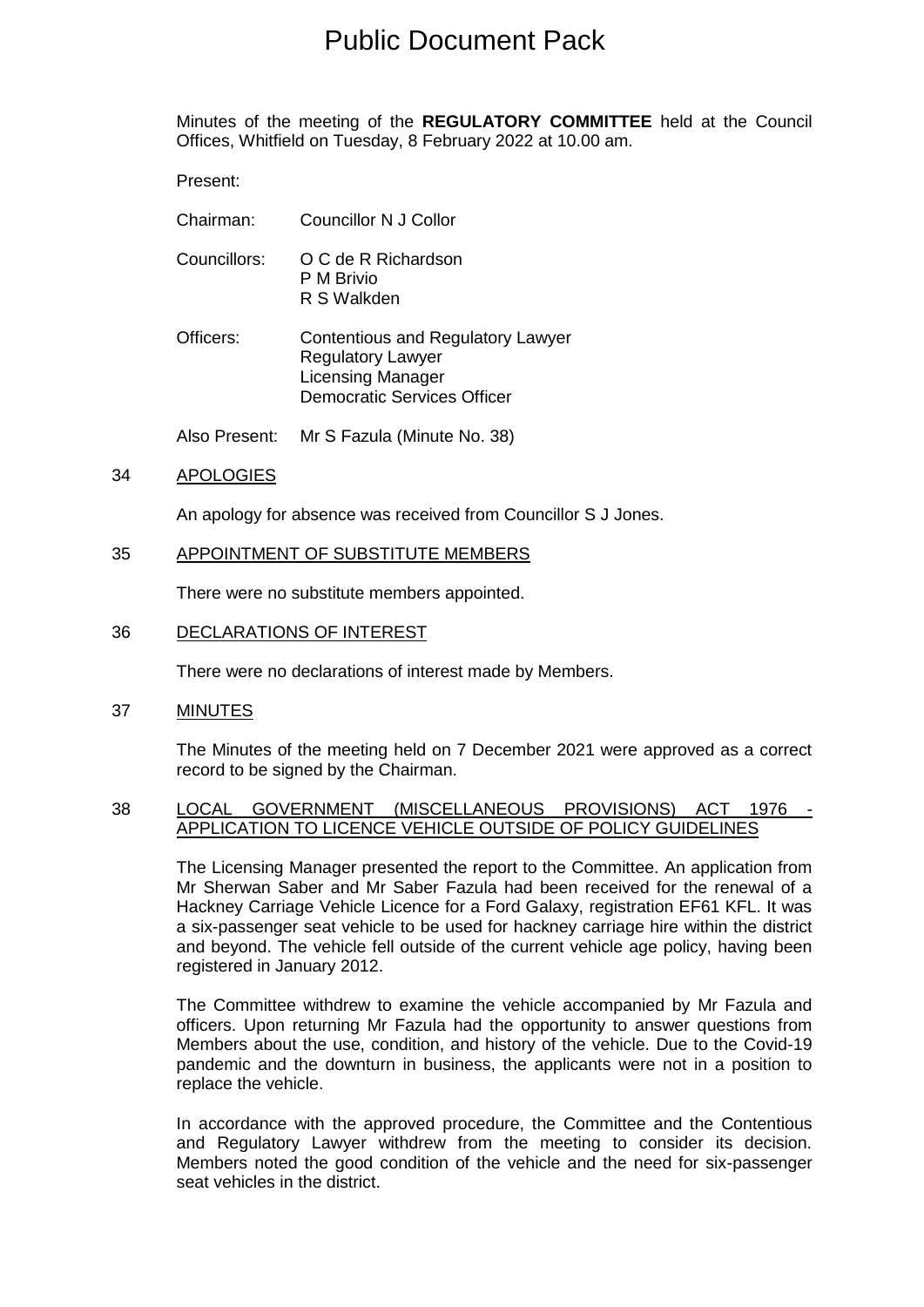# Public Document Pack

Minutes of the meeting of the **REGULATORY COMMITTEE** held at the Council Offices, Whitfield on Tuesday, 8 February 2022 at 10.00 am.

Present:

| | |
|---|---|
| Chairman: | Councillor N J Collor |
| Councillors: | O C de R Richardson<br>P M Brivio<br>R S Walkden |
| Officers: | Contentious and Regulatory Lawyer<br>Regulatory Lawyer<br>Licensing Manager<br>Democratic Services Officer |
| Also Present: | Mr S Fazula (Minute No. 38) |

## 34 APOLOGIES

An apology for absence was received from Councillor S J Jones.

## 35 APPOINTMENT OF SUBSTITUTE MEMBERS

There were no substitute members appointed.

## 36 DECLARATIONS OF INTEREST

There were no declarations of interest made by Members.

## 37 MINUTES

The Minutes of the meeting held on 7 December 2021 were approved as a correct record to be signed by the Chairman.

## 38 LOCAL GOVERNMENT (MISCELLANEOUS PROVISIONS) ACT 1976 - APPLICATION TO LICENCE VEHICLE OUTSIDE OF POLICY GUIDELINES

The Licensing Manager presented the report to the Committee. An application from Mr Sherwan Saber and Mr Saber Fazula had been received for the renewal of a Hackney Carriage Vehicle Licence for a Ford Galaxy, registration EF61 KFL. It was a six-passenger seat vehicle to be used for hackney carriage hire within the district and beyond. The vehicle fell outside of the current vehicle age policy, having been registered in January 2012.

The Committee withdrew to examine the vehicle accompanied by Mr Fazula and officers. Upon returning Mr Fazula had the opportunity to answer questions from Members about the use, condition, and history of the vehicle. Due to the Covid-19 pandemic and the downturn in business, the applicants were not in a position to replace the vehicle.

In accordance with the approved procedure, the Committee and the Contentious and Regulatory Lawyer withdrew from the meeting to consider its decision. Members noted the good condition of the vehicle and the need for six-passenger seat vehicles in the district.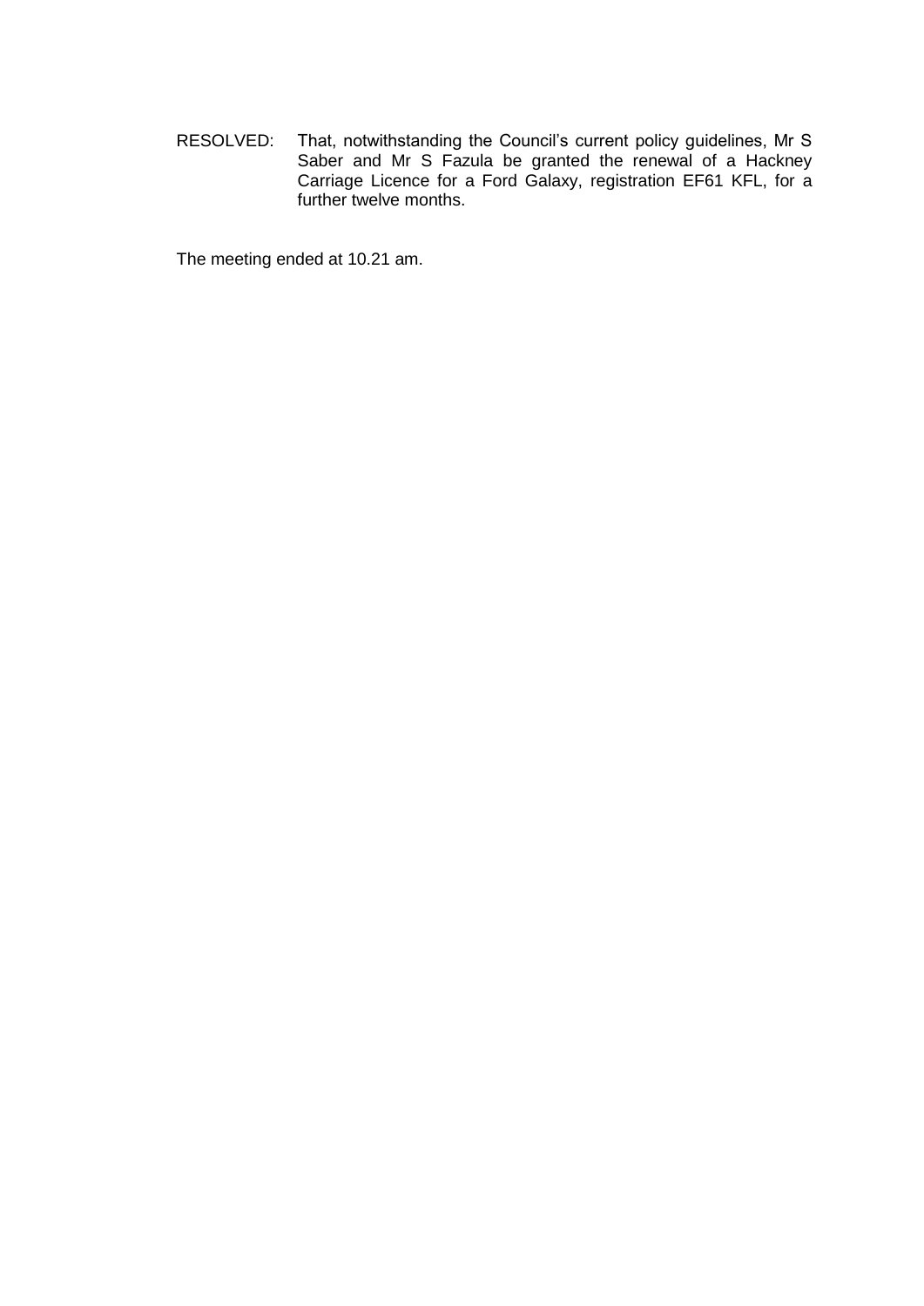RESOLVED: That, notwithstanding the Council's current policy guidelines, Mr S Saber and Mr S Fazula be granted the renewal of a Hackney Carriage Licence for a Ford Galaxy, registration EF61 KFL, for a further twelve months.

The meeting ended at 10.21 am.